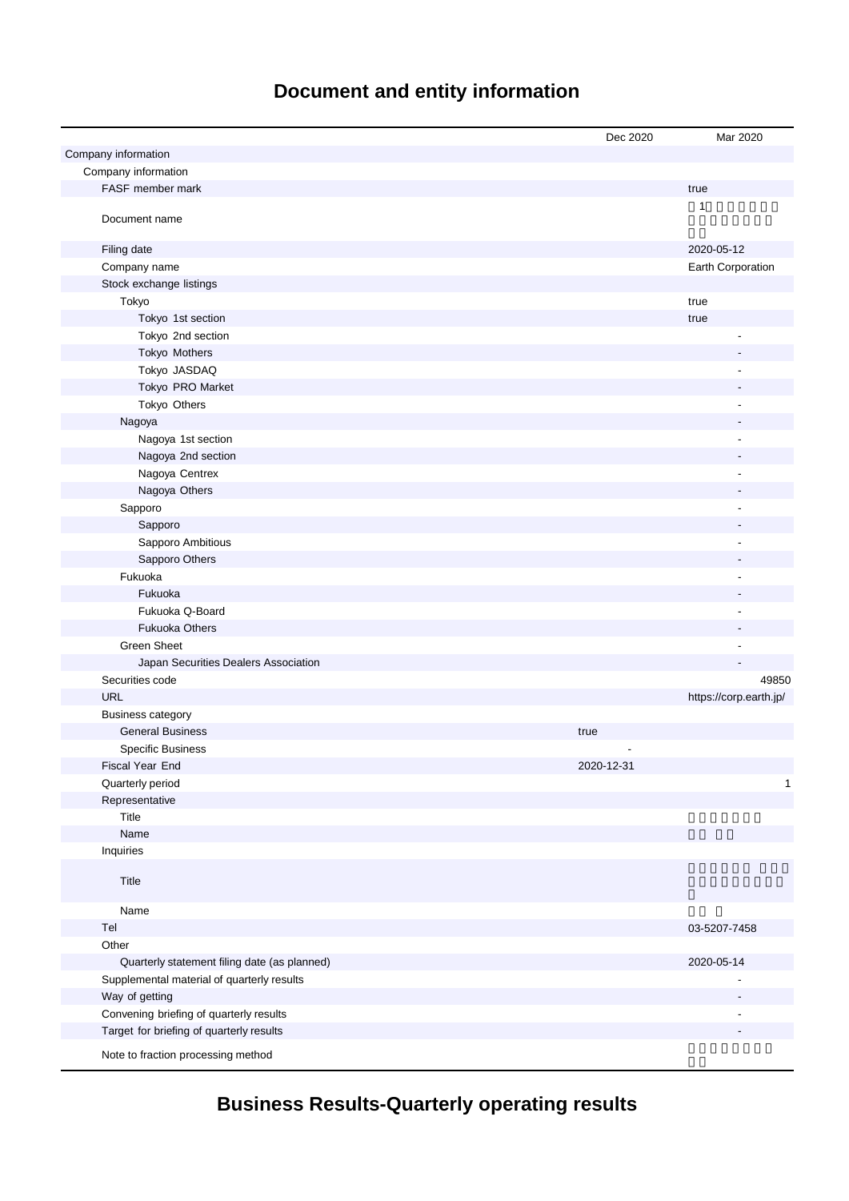# Document and entity information

| | Dec 2020 | Mar 2020 |
|---|---|---|
| Company information | | |
| Company information | | |
| FASF member mark | | true |
| Document name | | 1 |
| Filing date | | 2020-05-12 |
| Company name | | Earth Corporation |
| Stock exchange listings | | |
| Tokyo | | true |
| Tokyo 1st section | | true |
| Tokyo 2nd section | | - |
| Tokyo Mothers | | - |
| Tokyo JASDAQ | | - |
| Tokyo PRO Market | | - |
| Tokyo Others | | - |
| Nagoya | | - |
| Nagoya 1st section | | - |
| Nagoya 2nd section | | - |
| Nagoya Centrex | | - |
| Nagoya Others | | - |
| Sapporo | | - |
| Sapporo | | - |
| Sapporo Ambitious | | - |
| Sapporo Others | | - |
| Fukuoka | | - |
| Fukuoka | | - |
| Fukuoka Q-Board | | - |
| Fukuoka Others | | - |
| Green Sheet | | - |
| Japan Securities Dealers Association | | - |
| Securities code | | 49850 |
| URL | | https://corp.earth.jp/ |
| Business category | | |
| General Business | true | |
| Specific Business | - | |
| Fiscal Year End | 2020-12-31 | |
| Quarterly period | | 1 |
| Representative | | |
| Title | | |
| Name | | |
| Inquiries | | |
| Title | | |
| Name | | |
| Tel | | 03-5207-7458 |
| Other | | |
| Quarterly statement filing date (as planned) | | 2020-05-14 |
| Supplemental material of quarterly results | | - |
| Way of getting | | - |
| Convening briefing of quarterly results | | - |
| Target for briefing of quarterly results | | - |
| Note to fraction processing method | | |

# Business Results-Quarterly operating results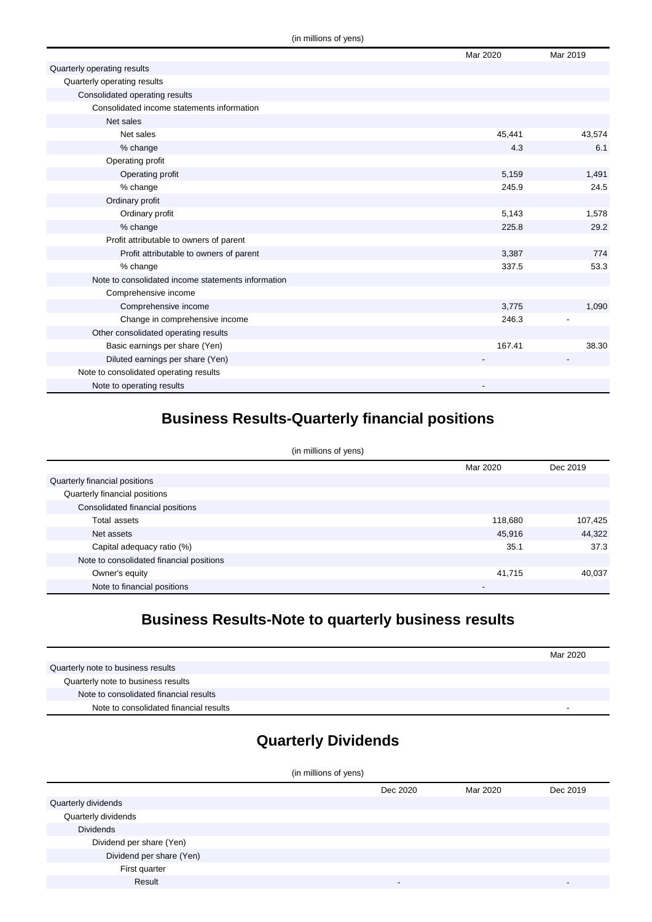(in millions of yens)

| | Mar 2020 | Mar 2019 |
|---|---|---|
| Quarterly operating results | | |
| Quarterly operating results | | |
| Consolidated operating results | | |
| Consolidated income statements information | | |
| Net sales | | |
| Net sales | 45,441 | 43,574 |
| % change | 4.3 | 6.1 |
| Operating profit | | |
| Operating profit | 5,159 | 1,491 |
| % change | 245.9 | 24.5 |
| Ordinary profit | | |
| Ordinary profit | 5,143 | 1,578 |
| % change | 225.8 | 29.2 |
| Profit attributable to owners of parent | | |
| Profit attributable to owners of parent | 3,387 | 774 |
| % change | 337.5 | 53.3 |
| Note to consolidated income statements information | | |
| Comprehensive income | | |
| Comprehensive income | 3,775 | 1,090 |
| Change in comprehensive income | 246.3 | - |
| Other consolidated operating results | | |
| Basic earnings per share (Yen) | 167.41 | 38.30 |
| Diluted earnings per share (Yen) | - | - |
| Note to consolidated operating results | | |
| Note to operating results | - | |

## Business Results-Quarterly financial positions

(in millions of yens)

| | Mar 2020 | Dec 2019 |
|---|---|---|
| Quarterly financial positions | | |
| Quarterly financial positions | | |
| Consolidated financial positions | | |
| Total assets | 118,680 | 107,425 |
| Net assets | 45,916 | 44,322 |
| Capital adequacy ratio (%) | 35.1 | 37.3 |
| Note to consolidated financial positions | | |
| Owner's equity | 41,715 | 40,037 |
| Note to financial positions | - | |

## Business Results-Note to quarterly business results

| | Mar 2020 |
|---|---|
| Quarterly note to business results | |
| Quarterly note to business results | |
| Note to consolidated financial results | |
| Note to consolidated financial results | - |

## Quarterly Dividends

(in millions of yens)

| | Dec 2020 | Mar 2020 | Dec 2019 |
|---|---|---|---|
| Quarterly dividends | | | |
| Quarterly dividends | | | |
| Dividends | | | |
| Dividend per share (Yen) | | | |
| Dividend per share (Yen) | | | |
| First quarter | | | |
| Result | - | | - |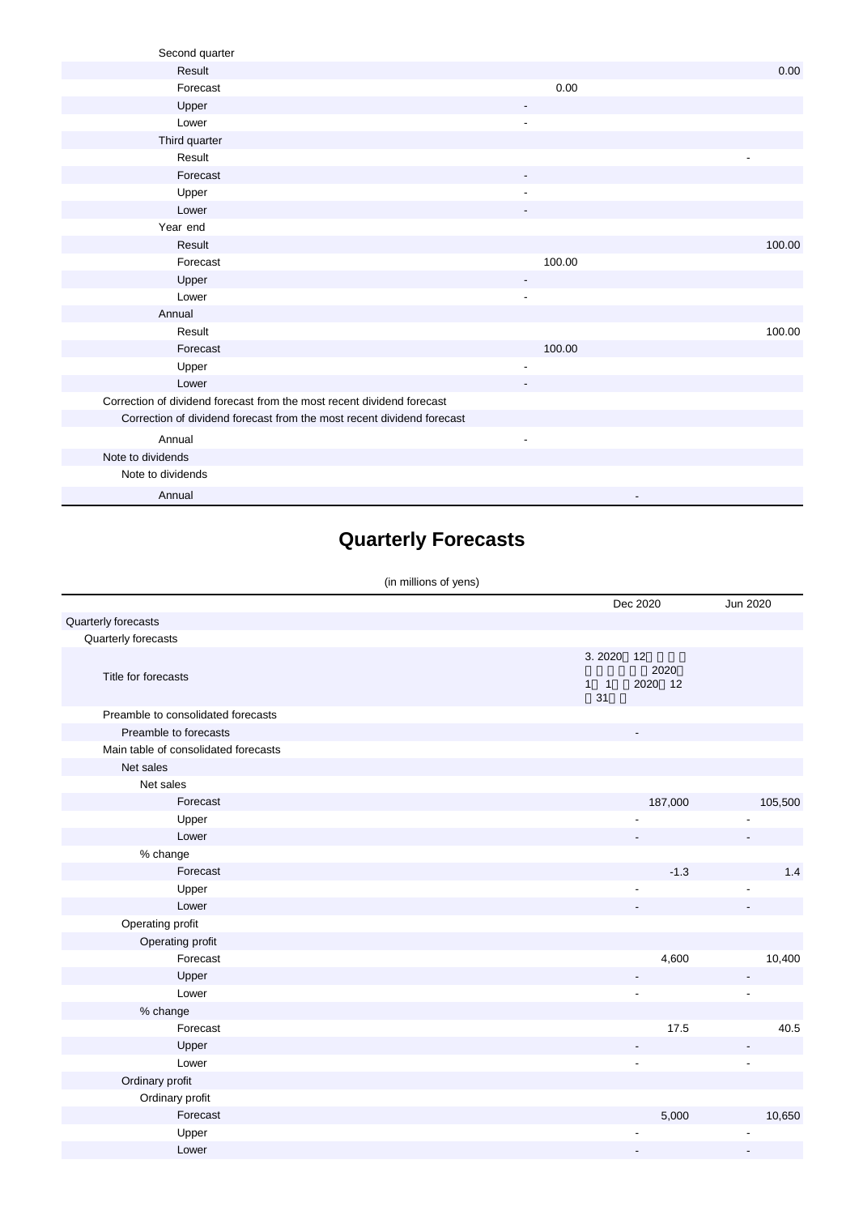| | | | |
|---|---|---|---|
| Second quarter | | | |
| Result | | | 0.00 |
| Forecast | 0.00 | | |
| Upper | - | | |
| Lower | - | | |
| Third quarter | | | |
| Result | | | - |
| Forecast | - | | |
| Upper | - | | |
| Lower | - | | |
| Year end | | | |
| Result | | | 100.00 |
| Forecast | 100.00 | | |
| Upper | - | | |
| Lower | - | | |
| Annual | | | |
| Result | | | 100.00 |
| Forecast | 100.00 | | |
| Upper | - | | |
| Lower | - | | |
| Correction of dividend forecast from the most recent dividend forecast | | | |
| Correction of dividend forecast from the most recent dividend forecast | | | |
| Annual | - | | |
| Note to dividends | | | |
| Note to dividends | | | |
| Annual | | - | |

# Quarterly Forecasts

(in millions of yens)

| | Dec 2020 | Jun 2020 |
|---|---|---|
| Quarterly forecasts | | |
| Quarterly forecasts | | |
| Title for forecasts | 3. 2020 12 2020 1 1 2020 12 31 | |
| Preamble to consolidated forecasts | | |
| Preamble to forecasts | - | |
| Main table of consolidated forecasts | | |
| Net sales | | |
| Net sales | | |
| Forecast | 187,000 | 105,500 |
| Upper | - | - |
| Lower | - | - |
| % change | | |
| Forecast | -1.3 | 1.4 |
| Upper | - | - |
| Lower | - | - |
| Operating profit | | |
| Operating profit | | |
| Forecast | 4,600 | 10,400 |
| Upper | - | - |
| Lower | - | - |
| % change | | |
| Forecast | 17.5 | 40.5 |
| Upper | - | - |
| Lower | - | - |
| Ordinary profit | | |
| Ordinary profit | | |
| Forecast | 5,000 | 10,650 |
| Upper | - | - |
| Lower | - | - |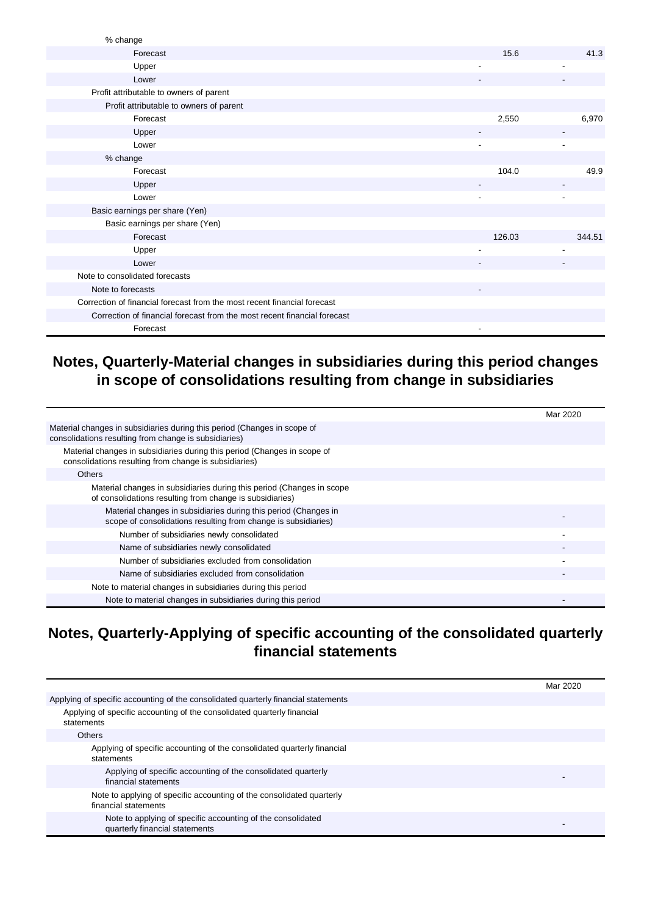| | | |
|---|---|---|
| % change | | |
| Forecast | 15.6 | 41.3 |
| Upper | - | - |
| Lower | - | - |
| Profit attributable to owners of parent | | |
| Profit attributable to owners of parent | | |
| Forecast | 2,550 | 6,970 |
| Upper | - | - |
| Lower | - | - |
| % change | | |
| Forecast | 104.0 | 49.9 |
| Upper | - | - |
| Lower | - | - |
| Basic earnings per share (Yen) | | |
| Basic earnings per share (Yen) | | |
| Forecast | 126.03 | 344.51 |
| Upper | - | - |
| Lower | - | - |
| Note to consolidated forecasts | | |
| Note to forecasts | - | |
| Correction of financial forecast from the most recent financial forecast | | |
| Correction of financial forecast from the most recent financial forecast | | |
| Forecast | - | |

## Notes, Quarterly-Material changes in subsidiaries during this period changes in scope of consolidations resulting from change in subsidiaries

| | Mar 2020 |
|---|---|
| Material changes in subsidiaries during this period (Changes in scope of consolidations resulting from change is subsidiaries) | |
| Material changes in subsidiaries during this period (Changes in scope of consolidations resulting from change is subsidiaries) | |
| Others | |
| Material changes in subsidiaries during this period (Changes in scope of consolidations resulting from change is subsidiaries) | |
| Material changes in subsidiaries during this period (Changes in scope of consolidations resulting from change is subsidiaries) | - |
| Number of subsidiaries newly consolidated | - |
| Name of subsidiaries newly consolidated | - |
| Number of subsidiaries excluded from consolidation | - |
| Name of subsidiaries excluded from consolidation | - |
| Note to material changes in subsidiaries during this period | |
| Note to material changes in subsidiaries during this period | - |

## Notes, Quarterly-Applying of specific accounting of the consolidated quarterly financial statements

| | Mar 2020 |
|---|---|
| Applying of specific accounting of the consolidated quarterly financial statements | |
| Applying of specific accounting of the consolidated quarterly financial statements | |
| Others | |
| Applying of specific accounting of the consolidated quarterly financial statements | |
| Applying of specific accounting of the consolidated quarterly financial statements | - |
| Note to applying of specific accounting of the consolidated quarterly financial statements | |
| Note to applying of specific accounting of the consolidated quarterly financial statements | - |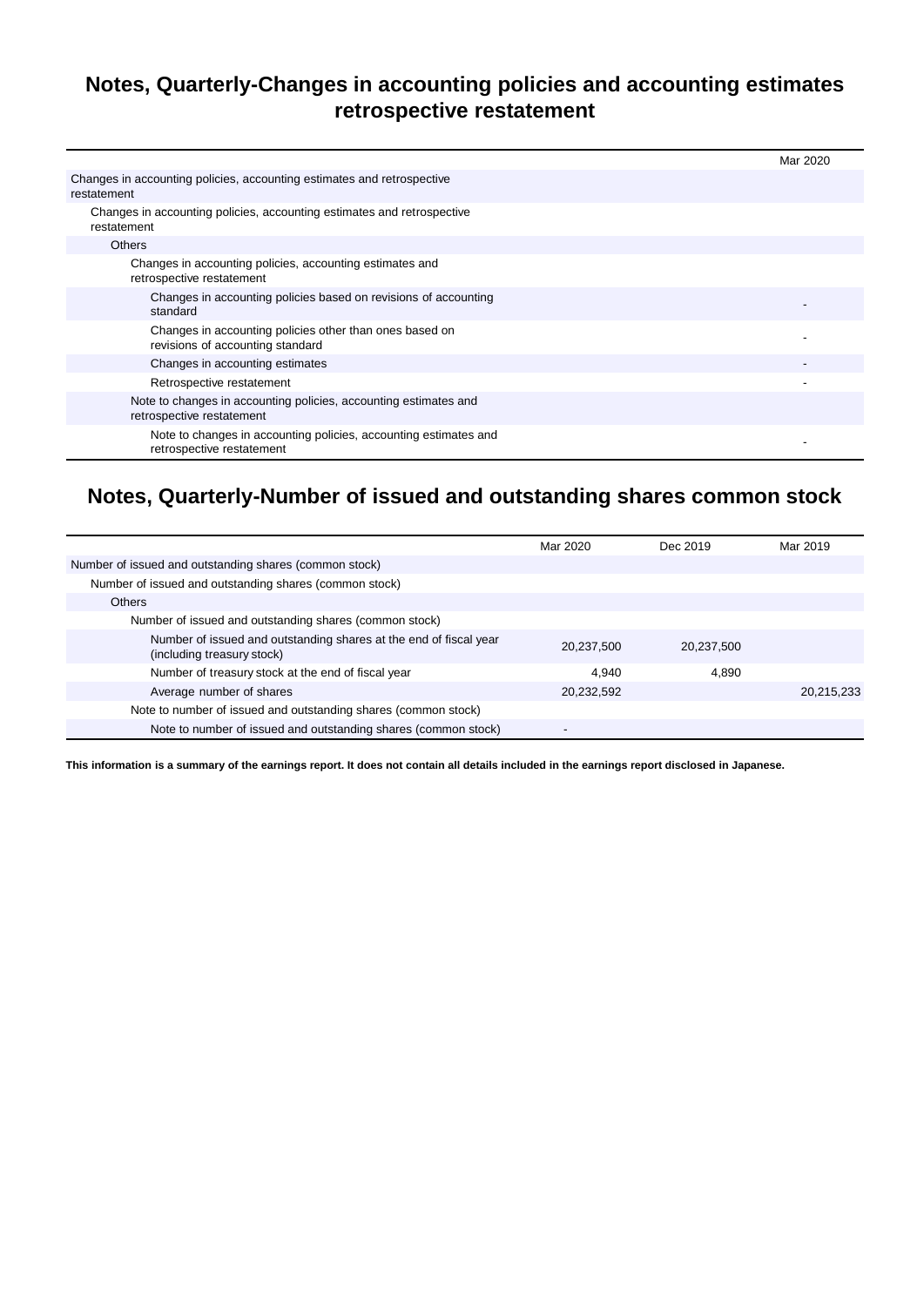## Notes, Quarterly-Changes in accounting policies and accounting estimates retrospective restatement

| | Mar 2020 |
|---|---|
| Changes in accounting policies, accounting estimates and retrospective restatement | |
| Changes in accounting policies, accounting estimates and retrospective restatement | |
| Others | |
| Changes in accounting policies, accounting estimates and retrospective restatement | |
| Changes in accounting policies based on revisions of accounting standard | - |
| Changes in accounting policies other than ones based on revisions of accounting standard | - |
| Changes in accounting estimates | - |
| Retrospective restatement | - |
| Note to changes in accounting policies, accounting estimates and retrospective restatement | |
| Note to changes in accounting policies, accounting estimates and retrospective restatement | - |

## Notes, Quarterly-Number of issued and outstanding shares common stock

| | Mar 2020 | Dec 2019 | Mar 2019 |
|---|---|---|---|
| Number of issued and outstanding shares (common stock) | | | |
| Number of issued and outstanding shares (common stock) | | | |
| Others | | | |
| Number of issued and outstanding shares (common stock) | | | |
| Number of issued and outstanding shares at the end of fiscal year (including treasury stock) | 20,237,500 | 20,237,500 | |
| Number of treasury stock at the end of fiscal year | 4,940 | 4,890 | |
| Average number of shares | 20,232,592 | | 20,215,233 |
| Note to number of issued and outstanding shares (common stock) | | | |
| Note to number of issued and outstanding shares (common stock) | - | | |

**This information is a summary of the earnings report. It does not contain all details included in the earnings report disclosed in Japanese.**